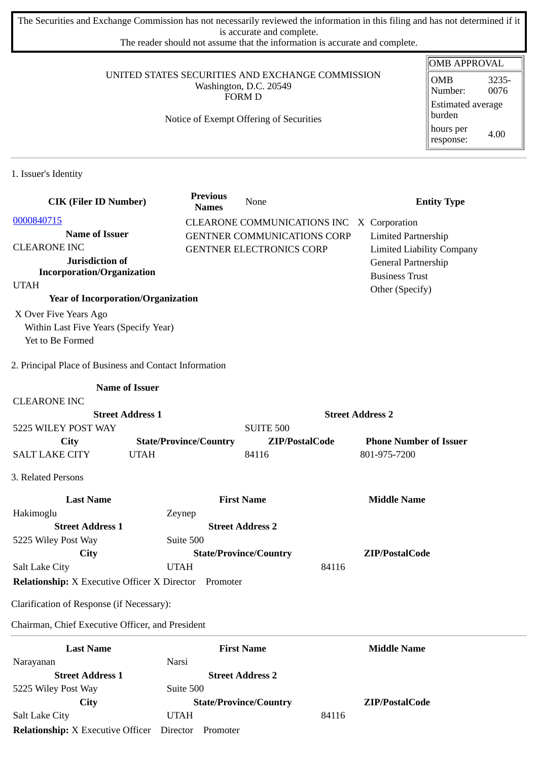The Securities and Exchange Commission has not necessarily reviewed the information in this filing and has not determined if it is accurate and complete.
The reader should not assume that the information is accurate and complete.

UNITED STATES SECURITIES AND EXCHANGE COMMISSION
Washington, D.C. 20549
FORM D

Notice of Exempt Offering of Securities

| OMB APPROVAL | |
|---|---|
| OMB Number: | 3235-0076 |
| Estimated average burden | |
| hours per response: | 4.00 |

## 1. Issuer's Identity

| CIK (Filer ID Number) | Previous Names | Entity Type |
|---|---|---|
| 0000840715 | CLEARONE COMMUNICATIONS INC | X Corporation |
| | GENTNER COMMUNICATIONS CORP | Limited Partnership |
| | GENTNER ELECTRONICS CORP | Limited Liability Company |
| | | General Partnership |
| | | Business Trust |
| | | Other (Specify) |

Previous Names: None

**Name of Issuer**
CLEARONE INC

**Jurisdiction of Incorporation/Organization**
UTAH

**Year of Incorporation/Organization**

X Over Five Years Ago
Within Last Five Years (Specify Year)
Yet to Be Formed

## 2. Principal Place of Business and Contact Information

**Name of Issuer**
CLEARONE INC

| Street Address 1 | | Street Address 2 | |
|---|---|---|---|
| 5225 WILEY POST WAY | | SUITE 500 | |
| **City** | **State/Province/Country** | **ZIP/PostalCode** | **Phone Number of Issuer** |
| SALT LAKE CITY | UTAH | 84116 | 801-975-7200 |

## 3. Related Persons

| Last Name | First Name | Middle Name |
|---|---|---|
| Hakimoglu | Zeynep | |
| **Street Address 1** | **Street Address 2** | |
| 5225 Wiley Post Way | Suite 500 | |
| **City** | **State/Province/Country** | **ZIP/PostalCode** |
| Salt Lake City | UTAH | 84116 |

**Relationship:** X Executive Officer X Director Promoter

Clarification of Response (if Necessary):

Chairman, Chief Executive Officer, and President

| Last Name | First Name | Middle Name |
|---|---|---|
| Narayanan | Narsi | |
| **Street Address 1** | **Street Address 2** | |
| 5225 Wiley Post Way | Suite 500 | |
| **City** | **State/Province/Country** | **ZIP/PostalCode** |
| Salt Lake City | UTAH | 84116 |

**Relationship:** X Executive Officer Director Promoter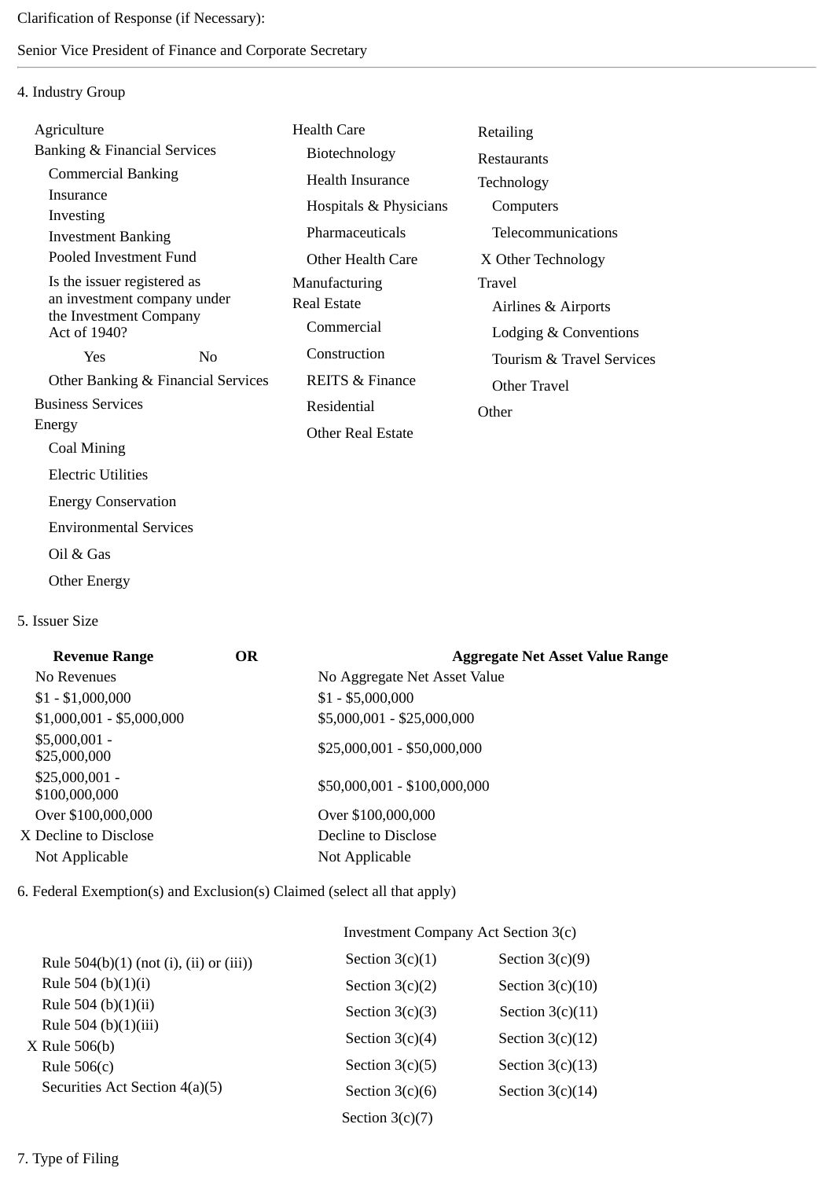Clarification of Response (if Necessary):

Senior Vice President of Finance and Corporate Secretary

4. Industry Group

- Agriculture
- Banking & Financial Services
  - Commercial Banking
  - Insurance
  - Investing
  - Investment Banking
  - Pooled Investment Fund
  - Is the issuer registered as an investment company under the Investment Company Act of 1940?
    - Yes
    - No
  - Other Banking & Financial Services
- Business Services
- Energy
  - Coal Mining
  - Electric Utilities
  - Energy Conservation
  - Environmental Services
  - Oil & Gas
  - Other Energy
- Health Care
  - Biotechnology
  - Health Insurance
  - Hospitals & Physicians
  - Pharmaceuticals
  - Other Health Care
- Manufacturing
- Real Estate
  - Commercial
  - Construction
  - REITS & Finance
  - Residential
  - Other Real Estate
- Retailing
- Restaurants
- Technology
  - Computers
  - Telecommunications
  - X Other Technology
- Travel
  - Airlines & Airports
  - Lodging & Conventions
  - Tourism & Travel Services
  - Other Travel
- Other

5. Issuer Size

| Revenue Range | OR | Aggregate Net Asset Value Range |
|---|---|---|
| No Revenues | | No Aggregate Net Asset Value |
| $1 - $1,000,000 | | $1 - $5,000,000 |
| $1,000,001 - $5,000,000 | | $5,000,001 - $25,000,000 |
| $5,000,001 - $25,000,000 | | $25,000,001 - $50,000,000 |
| $25,000,001 - $100,000,000 | | $50,000,001 - $100,000,000 |
| Over $100,000,000 | | Over $100,000,000 |
| X Decline to Disclose | | Decline to Disclose |
| Not Applicable | | Not Applicable |

6. Federal Exemption(s) and Exclusion(s) Claimed (select all that apply)

- Rule 504(b)(1) (not (i), (ii) or (iii))
- Rule 504 (b)(1)(i)
- Rule 504 (b)(1)(ii)
- Rule 504 (b)(1)(iii)
- X Rule 506(b)
- Rule 506(c)
- Securities Act Section 4(a)(5)

Investment Company Act Section 3(c)

- Section 3(c)(1)
- Section 3(c)(2)
- Section 3(c)(3)
- Section 3(c)(4)
- Section 3(c)(5)
- Section 3(c)(6)
- Section 3(c)(7)
- Section 3(c)(9)
- Section 3(c)(10)
- Section 3(c)(11)
- Section 3(c)(12)
- Section 3(c)(13)
- Section 3(c)(14)

7. Type of Filing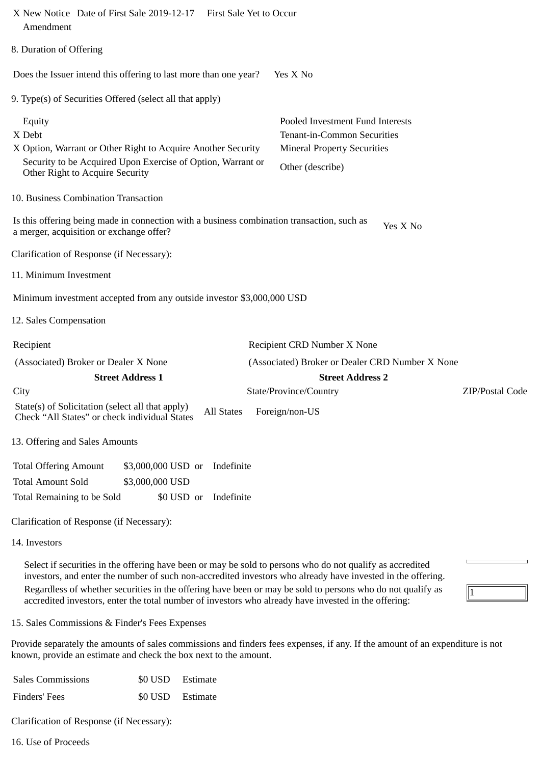X New Notice Date of First Sale 2019-12-17 First Sale Yet to Occur
Amendment

8. Duration of Offering

Does the Issuer intend this offering to last more than one year? Yes X No

9. Type(s) of Securities Offered (select all that apply)

| | |
|---|---|
| Equity | Pooled Investment Fund Interests |
| X Debt | Tenant-in-Common Securities |
| X Option, Warrant or Other Right to Acquire Another Security | Mineral Property Securities |
| Security to be Acquired Upon Exercise of Option, Warrant or Other Right to Acquire Security | Other (describe) |

10. Business Combination Transaction

Is this offering being made in connection with a business combination transaction, such as a merger, acquisition or exchange offer? Yes X No

Clarification of Response (if Necessary):

11. Minimum Investment

Minimum investment accepted from any outside investor $3,000,000 USD

12. Sales Compensation

| | | |
|---|---|---|
| Recipient | Recipient CRD Number X None | |
| (Associated) Broker or Dealer X None | (Associated) Broker or Dealer CRD Number X None | |
| **Street Address 1** | **Street Address 2** | |
| City | State/Province/Country | ZIP/Postal Code |

State(s) of Solicitation (select all that apply)
Check "All States" or check individual States All States Foreign/non-US

13. Offering and Sales Amounts

| | | |
|---|---|---|
| Total Offering Amount | $3,000,000 USD or | Indefinite |
| Total Amount Sold | $3,000,000 USD | |
| Total Remaining to be Sold | $0 USD or | Indefinite |

Clarification of Response (if Necessary):

14. Investors

Select if securities in the offering have been or may be sold to persons who do not qualify as accredited investors, and enter the number of such non-accredited investors who already have invested in the offering.

Regardless of whether securities in the offering have been or may be sold to persons who do not qualify as accredited investors, enter the total number of investors who already have invested in the offering: 1

15. Sales Commissions & Finder's Fees Expenses

Provide separately the amounts of sales commissions and finders fees expenses, if any. If the amount of an expenditure is not known, provide an estimate and check the box next to the amount.

| | | |
|---|---|---|
| Sales Commissions | $0 USD | Estimate |
| Finders' Fees | $0 USD | Estimate |

Clarification of Response (if Necessary):

16. Use of Proceeds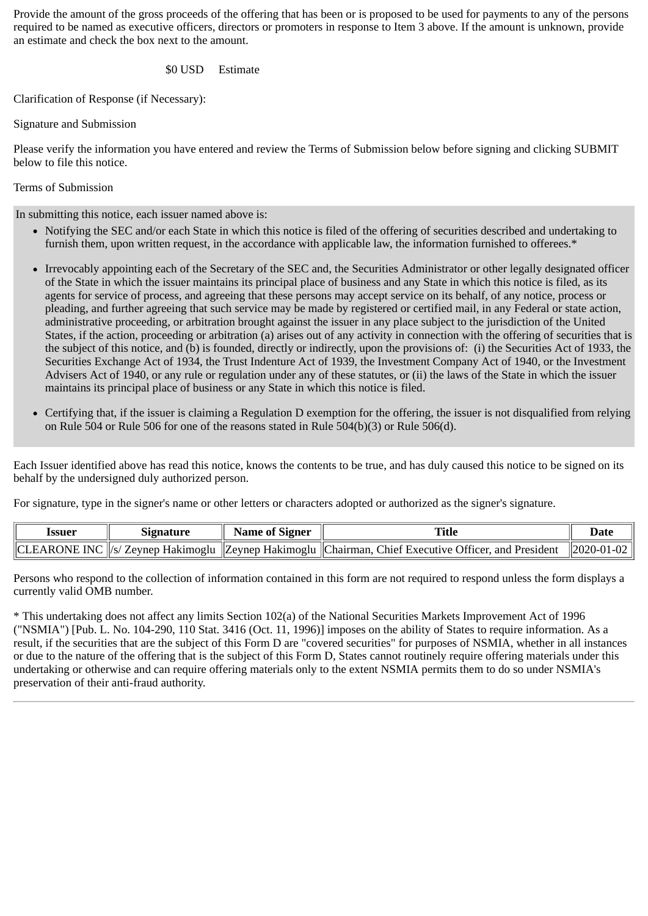Provide the amount of the gross proceeds of the offering that has been or is proposed to be used for payments to any of the persons required to be named as executive officers, directors or promoters in response to Item 3 above. If the amount is unknown, provide an estimate and check the box next to the amount.

$0 USD    Estimate

Clarification of Response (if Necessary):

Signature and Submission

Please verify the information you have entered and review the Terms of Submission below before signing and clicking SUBMIT below to file this notice.

Terms of Submission

In submitting this notice, each issuer named above is:

- Notifying the SEC and/or each State in which this notice is filed of the offering of securities described and undertaking to furnish them, upon written request, in the accordance with applicable law, the information furnished to offerees.*
- Irrevocably appointing each of the Secretary of the SEC and, the Securities Administrator or other legally designated officer of the State in which the issuer maintains its principal place of business and any State in which this notice is filed, as its agents for service of process, and agreeing that these persons may accept service on its behalf, of any notice, process or pleading, and further agreeing that such service may be made by registered or certified mail, in any Federal or state action, administrative proceeding, or arbitration brought against the issuer in any place subject to the jurisdiction of the United States, if the action, proceeding or arbitration (a) arises out of any activity in connection with the offering of securities that is the subject of this notice, and (b) is founded, directly or indirectly, upon the provisions of: (i) the Securities Act of 1933, the Securities Exchange Act of 1934, the Trust Indenture Act of 1939, the Investment Company Act of 1940, or the Investment Advisers Act of 1940, or any rule or regulation under any of these statutes, or (ii) the laws of the State in which the issuer maintains its principal place of business or any State in which this notice is filed.
- Certifying that, if the issuer is claiming a Regulation D exemption for the offering, the issuer is not disqualified from relying on Rule 504 or Rule 506 for one of the reasons stated in Rule 504(b)(3) or Rule 506(d).

Each Issuer identified above has read this notice, knows the contents to be true, and has duly caused this notice to be signed on its behalf by the undersigned duly authorized person.

For signature, type in the signer's name or other letters or characters adopted or authorized as the signer's signature.

| Issuer | Signature | Name of Signer | Title | Date |
|---|---|---|---|---|
| CLEARONE INC | /s/ Zeynep Hakimoglu | Zeynep Hakimoglu | Chairman, Chief Executive Officer, and President | 2020-01-02 |

Persons who respond to the collection of information contained in this form are not required to respond unless the form displays a currently valid OMB number.

* This undertaking does not affect any limits Section 102(a) of the National Securities Markets Improvement Act of 1996 ("NSMIA") [Pub. L. No. 104-290, 110 Stat. 3416 (Oct. 11, 1996)] imposes on the ability of States to require information. As a result, if the securities that are the subject of this Form D are "covered securities" for purposes of NSMIA, whether in all instances or due to the nature of the offering that is the subject of this Form D, States cannot routinely require offering materials under this undertaking or otherwise and can require offering materials only to the extent NSMIA permits them to do so under NSMIA's preservation of their anti-fraud authority.